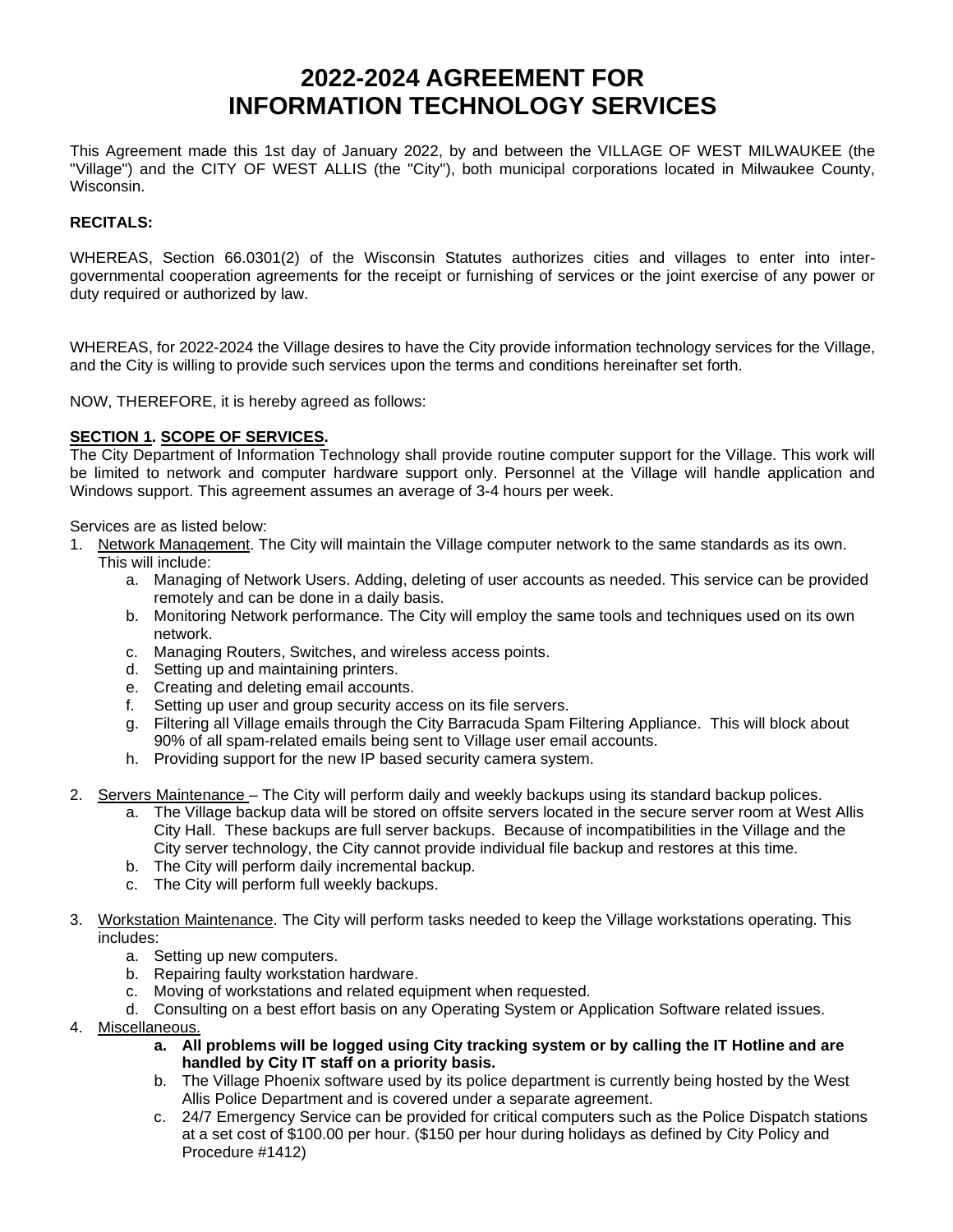# 2022-2024 AGREEMENT FOR INFORMATION TECHNOLOGY SERVICES

This Agreement made this 1st day of January 2022, by and between the VILLAGE OF WEST MILWAUKEE (the "Village") and the CITY OF WEST ALLIS (the "City"), both municipal corporations located in Milwaukee County, Wisconsin.

**RECITALS:**

WHEREAS, Section 66.0301(2) of the Wisconsin Statutes authorizes cities and villages to enter into inter-governmental cooperation agreements for the receipt or furnishing of services or the joint exercise of any power or duty required or authorized by law.

WHEREAS, for 2022-2024 the Village desires to have the City provide information technology services for the Village, and the City is willing to provide such services upon the terms and conditions hereinafter set forth.

NOW, THEREFORE, it is hereby agreed as follows:

**SECTION 1. SCOPE OF SERVICES.**
The City Department of Information Technology shall provide routine computer support for the Village. This work will be limited to network and computer hardware support only. Personnel at the Village will handle application and Windows support. This agreement assumes an average of 3-4 hours per week.

Services are as listed below:

1. Network Management. The City will maintain the Village computer network to the same standards as its own. This will include:
   a. Managing of Network Users. Adding, deleting of user accounts as needed. This service can be provided remotely and can be done in a daily basis.
   b. Monitoring Network performance. The City will employ the same tools and techniques used on its own network.
   c. Managing Routers, Switches, and wireless access points.
   d. Setting up and maintaining printers.
   e. Creating and deleting email accounts.
   f. Setting up user and group security access on its file servers.
   g. Filtering all Village emails through the City Barracuda Spam Filtering Appliance. This will block about 90% of all spam-related emails being sent to Village user email accounts.
   h. Providing support for the new IP based security camera system.

2. Servers Maintenance – The City will perform daily and weekly backups using its standard backup polices.
   a. The Village backup data will be stored on offsite servers located in the secure server room at West Allis City Hall. These backups are full server backups. Because of incompatibilities in the Village and the City server technology, the City cannot provide individual file backup and restores at this time.
   b. The City will perform daily incremental backup.
   c. The City will perform full weekly backups.

3. Workstation Maintenance. The City will perform tasks needed to keep the Village workstations operating. This includes:
   a. Setting up new computers.
   b. Repairing faulty workstation hardware.
   c. Moving of workstations and related equipment when requested.
   d. Consulting on a best effort basis on any Operating System or Application Software related issues.

4. Miscellaneous.
   **a. All problems will be logged using City tracking system or by calling the IT Hotline and are handled by City IT staff on a priority basis.**
   b. The Village Phoenix software used by its police department is currently being hosted by the West Allis Police Department and is covered under a separate agreement.
   c. 24/7 Emergency Service can be provided for critical computers such as the Police Dispatch stations at a set cost of $100.00 per hour. ($150 per hour during holidays as defined by City Policy and Procedure #1412)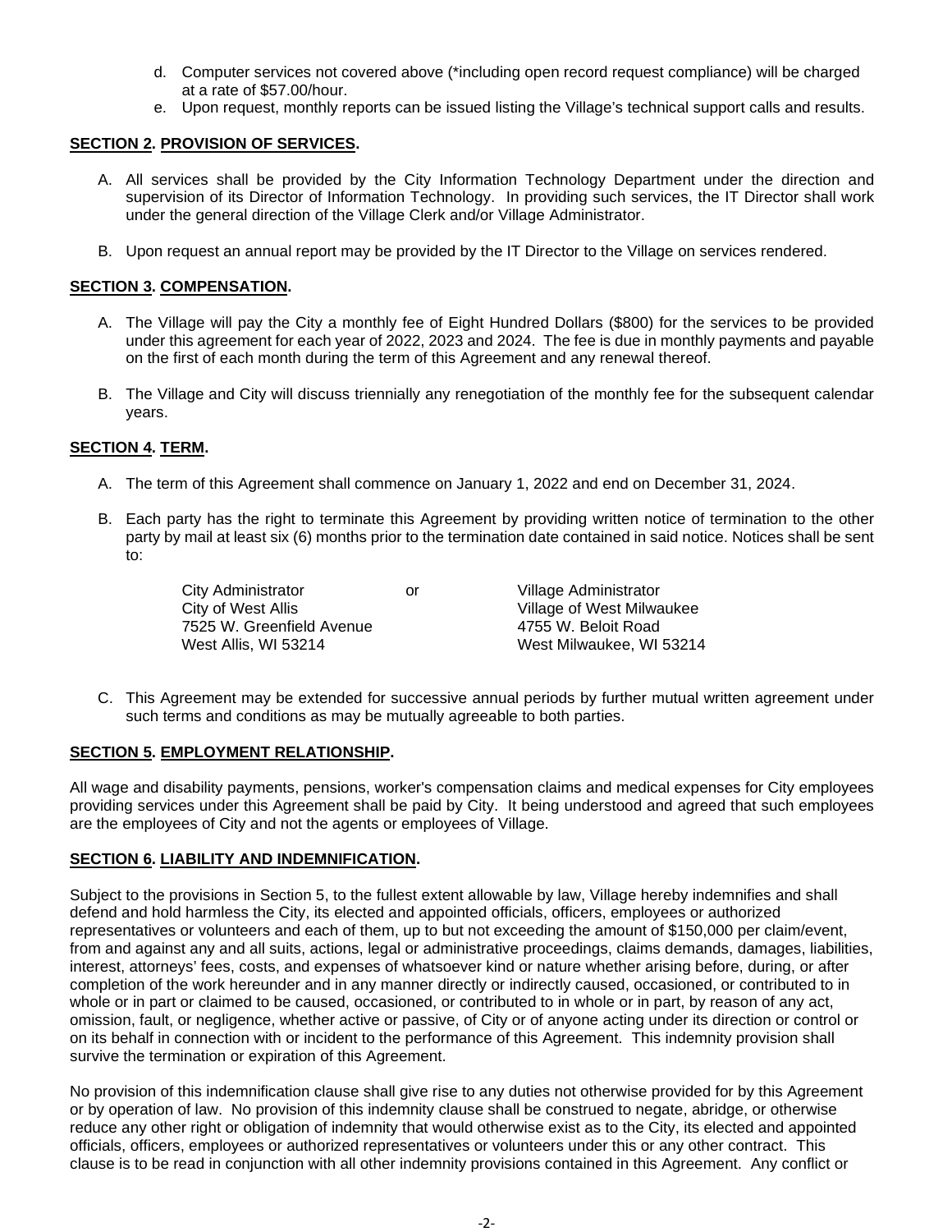d. Computer services not covered above (*including open record request compliance) will be charged at a rate of $57.00/hour.
e. Upon request, monthly reports can be issued listing the Village's technical support calls and results.

**<u>SECTION 2</u>. <u>PROVISION OF SERVICES</u>.**

A. All services shall be provided by the City Information Technology Department under the direction and supervision of its Director of Information Technology. In providing such services, the IT Director shall work under the general direction of the Village Clerk and/or Village Administrator.

B. Upon request an annual report may be provided by the IT Director to the Village on services rendered.

**<u>SECTION 3</u>. <u>COMPENSATION</u>.**

A. The Village will pay the City a monthly fee of Eight Hundred Dollars ($800) for the services to be provided under this agreement for each year of 2022, 2023 and 2024. The fee is due in monthly payments and payable on the first of each month during the term of this Agreement and any renewal thereof.

B. The Village and City will discuss triennially any renegotiation of the monthly fee for the subsequent calendar years.

**<u>SECTION 4</u>. <u>TERM</u>.**

A. The term of this Agreement shall commence on January 1, 2022 and end on December 31, 2024.

B. Each party has the right to terminate this Agreement by providing written notice of termination to the other party by mail at least six (6) months prior to the termination date contained in said notice. Notices shall be sent to:

City Administrator
City of West Allis
7525 W. Greenfield Avenue
West Allis, WI 53214

or

Village Administrator
Village of West Milwaukee
4755 W. Beloit Road
West Milwaukee, WI 53214

C. This Agreement may be extended for successive annual periods by further mutual written agreement under such terms and conditions as may be mutually agreeable to both parties.

**<u>SECTION 5</u>. <u>EMPLOYMENT RELATIONSHIP</u>.**

All wage and disability payments, pensions, worker's compensation claims and medical expenses for City employees providing services under this Agreement shall be paid by City. It being understood and agreed that such employees are the employees of City and not the agents or employees of Village.

**<u>SECTION 6</u>. <u>LIABILITY AND INDEMNIFICATION</u>.**

Subject to the provisions in Section 5, to the fullest extent allowable by law, Village hereby indemnifies and shall defend and hold harmless the City, its elected and appointed officials, officers, employees or authorized representatives or volunteers and each of them, up to but not exceeding the amount of $150,000 per claim/event, from and against any and all suits, actions, legal or administrative proceedings, claims demands, damages, liabilities, interest, attorneys' fees, costs, and expenses of whatsoever kind or nature whether arising before, during, or after completion of the work hereunder and in any manner directly or indirectly caused, occasioned, or contributed to in whole or in part or claimed to be caused, occasioned, or contributed to in whole or in part, by reason of any act, omission, fault, or negligence, whether active or passive, of City or of anyone acting under its direction or control or on its behalf in connection with or incident to the performance of this Agreement. This indemnity provision shall survive the termination or expiration of this Agreement.

No provision of this indemnification clause shall give rise to any duties not otherwise provided for by this Agreement or by operation of law. No provision of this indemnity clause shall be construed to negate, abridge, or otherwise reduce any other right or obligation of indemnity that would otherwise exist as to the City, its elected and appointed officials, officers, employees or authorized representatives or volunteers under this or any other contract. This clause is to be read in conjunction with all other indemnity provisions contained in this Agreement. Any conflict or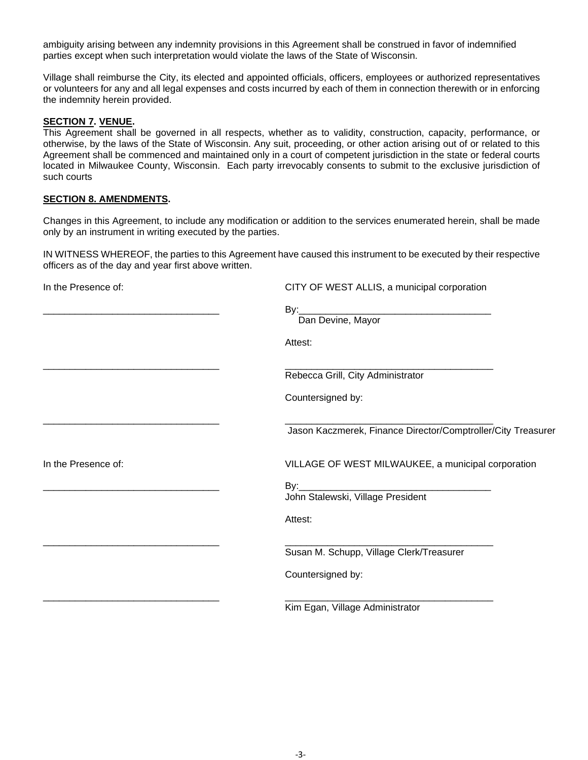ambiguity arising between any indemnity provisions in this Agreement shall be construed in favor of indemnified parties except when such interpretation would violate the laws of the State of Wisconsin.

Village shall reimburse the City, its elected and appointed officials, officers, employees or authorized representatives or volunteers for any and all legal expenses and costs incurred by each of them in connection therewith or in enforcing the indemnity herein provided.

**SECTION 7. VENUE.**

This Agreement shall be governed in all respects, whether as to validity, construction, capacity, performance, or otherwise, by the laws of the State of Wisconsin. Any suit, proceeding, or other action arising out of or related to this Agreement shall be commenced and maintained only in a court of competent jurisdiction in the state or federal courts located in Milwaukee County, Wisconsin. Each party irrevocably consents to submit to the exclusive jurisdiction of such courts

**SECTION 8. AMENDMENTS.**

Changes in this Agreement, to include any modification or addition to the services enumerated herein, shall be made only by an instrument in writing executed by the parties.

IN WITNESS WHEREOF, the parties to this Agreement have caused this instrument to be executed by their respective officers as of the day and year first above written.

In the Presence of:

CITY OF WEST ALLIS, a municipal corporation

_________________________________

By:_________________________________

Dan Devine, Mayor

Attest:

_________________________________

_________________________________

Rebecca Grill, City Administrator

Countersigned by:

_________________________________

_________________________________

Jason Kaczmerek, Finance Director/Comptroller/City Treasurer

In the Presence of:

VILLAGE OF WEST MILWAUKEE, a municipal corporation

_________________________________

By:_________________________________

John Stalewski, Village President

Attest:

_________________________________

_________________________________

Susan M. Schupp, Village Clerk/Treasurer

Countersigned by:

_________________________________

_________________________________

Kim Egan, Village Administrator